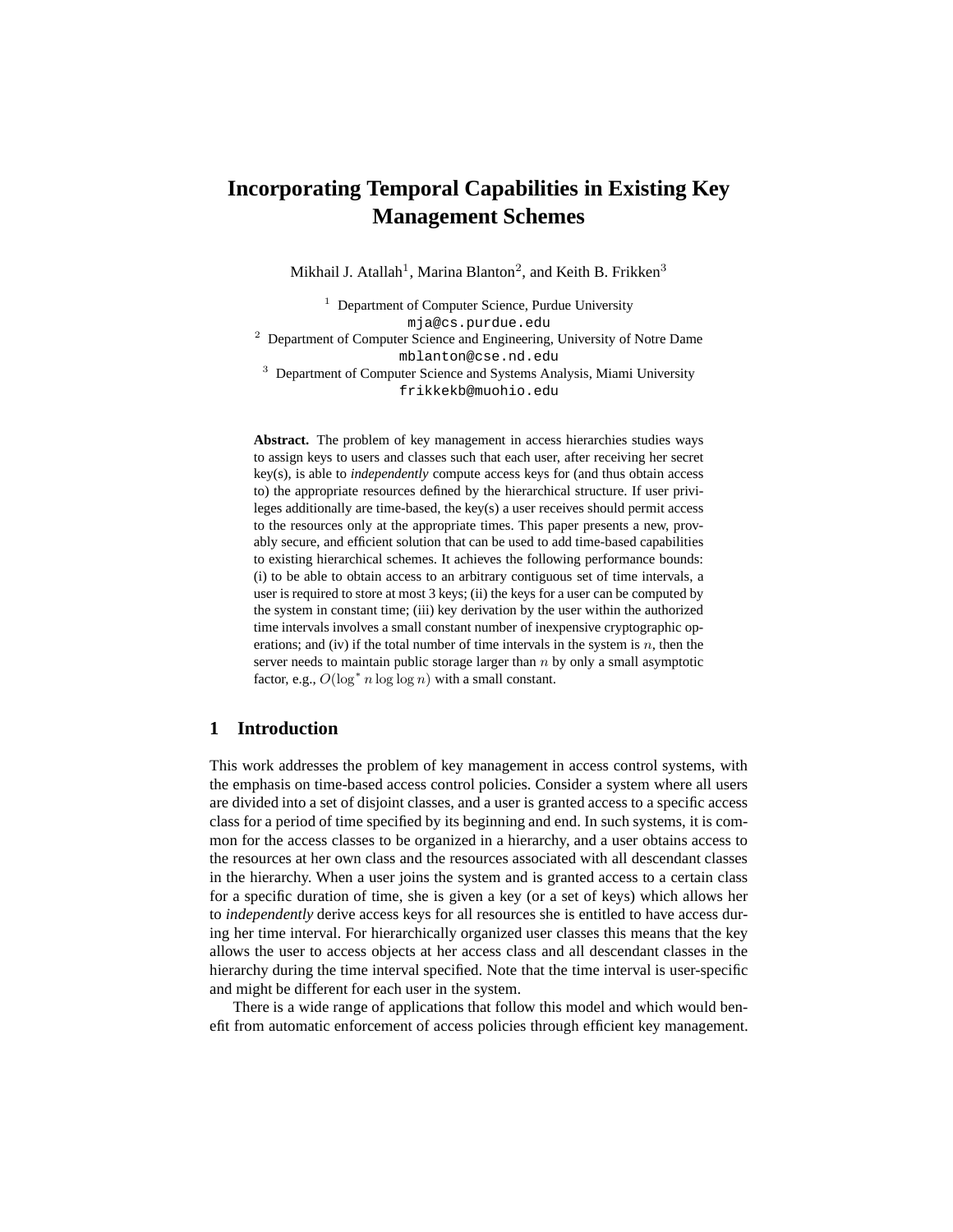# Incorporating Temporal Capabilities in Existing Key Management Schemes

Mikhail J. Atallah[1], Marina Blanton[2], and Keith B. Frikken[3]

[1] Department of Computer Science, Purdue University
mja@cs.purdue.edu
[2] Department of Computer Science and Engineering, University of Notre Dame
mblanton@cse.nd.edu
[3] Department of Computer Science and Systems Analysis, Miami University
frikkekb@muohio.edu

**Abstract.** The problem of key management in access hierarchies studies ways to assign keys to users and classes such that each user, after receiving her secret key(s), is able to *independently* compute access keys for (and thus obtain access to) the appropriate resources defined by the hierarchical structure. If user privileges additionally are time-based, the key(s) a user receives should permit access to the resources only at the appropriate times. This paper presents a new, provably secure, and efficient solution that can be used to add time-based capabilities to existing hierarchical schemes. It achieves the following performance bounds: (i) to be able to obtain access to an arbitrary contiguous set of time intervals, a user is required to store at most 3 keys; (ii) the keys for a user can be computed by the system in constant time; (iii) key derivation by the user within the authorized time intervals involves a small constant number of inexpensive cryptographic operations; and (iv) if the total number of time intervals in the system is $n$, then the server needs to maintain public storage larger than $n$ by only a small asymptotic factor, e.g., $O(\log^* n \log \log n)$ with a small constant.

## 1 Introduction

This work addresses the problem of key management in access control systems, with the emphasis on time-based access control policies. Consider a system where all users are divided into a set of disjoint classes, and a user is granted access to a specific access class for a period of time specified by its beginning and end. In such systems, it is common for the access classes to be organized in a hierarchy, and a user obtains access to the resources at her own class and the resources associated with all descendant classes in the hierarchy. When a user joins the system and is granted access to a certain class for a specific duration of time, she is given a key (or a set of keys) which allows her to *independently* derive access keys for all resources she is entitled to have access during her time interval. For hierarchically organized user classes this means that the key allows the user to access objects at her access class and all descendant classes in the hierarchy during the time interval specified. Note that the time interval is user-specific and might be different for each user in the system.

There is a wide range of applications that follow this model and which would benefit from automatic enforcement of access policies through efficient key management.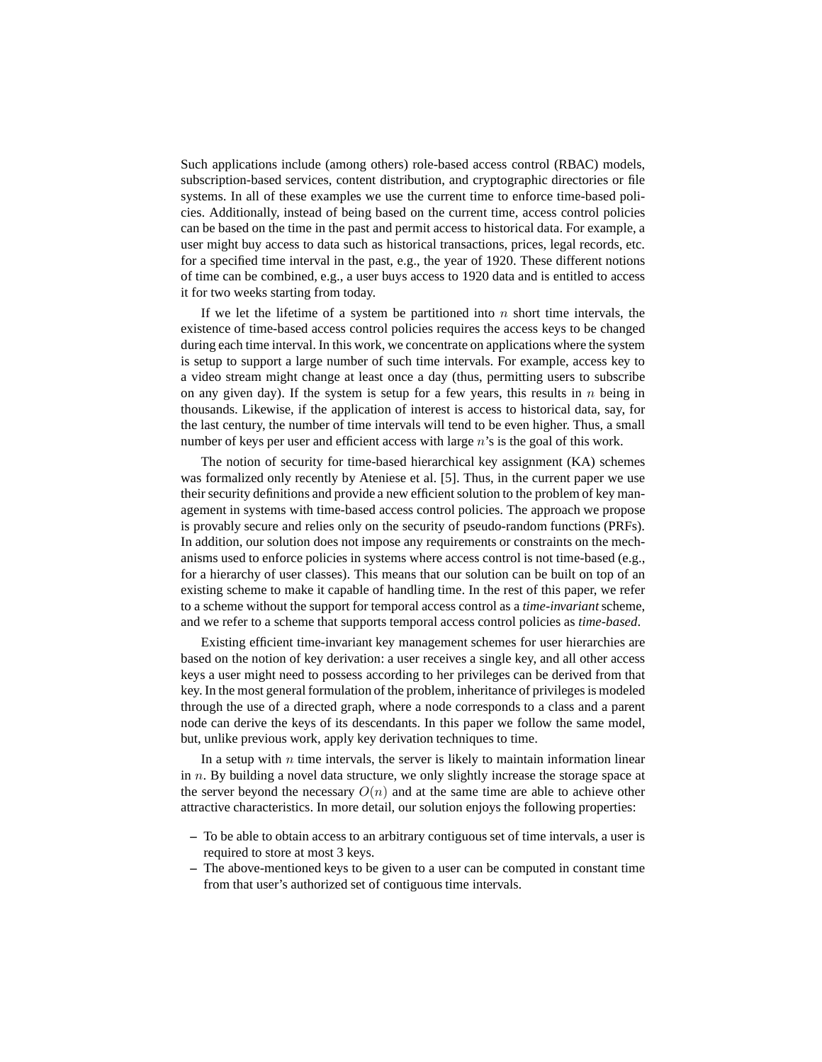Such applications include (among others) role-based access control (RBAC) models, subscription-based services, content distribution, and cryptographic directories or file systems. In all of these examples we use the current time to enforce time-based policies. Additionally, instead of being based on the current time, access control policies can be based on the time in the past and permit access to historical data. For example, a user might buy access to data such as historical transactions, prices, legal records, etc. for a specified time interval in the past, e.g., the year of 1920. These different notions of time can be combined, e.g., a user buys access to 1920 data and is entitled to access it for two weeks starting from today.

If we let the lifetime of a system be partitioned into $n$ short time intervals, the existence of time-based access control policies requires the access keys to be changed during each time interval. In this work, we concentrate on applications where the system is setup to support a large number of such time intervals. For example, access key to a video stream might change at least once a day (thus, permitting users to subscribe on any given day). If the system is setup for a few years, this results in $n$ being in thousands. Likewise, if the application of interest is access to historical data, say, for the last century, the number of time intervals will tend to be even higher. Thus, a small number of keys per user and efficient access with large $n$'s is the goal of this work.

The notion of security for time-based hierarchical key assignment (KA) schemes was formalized only recently by Ateniese et al. [5]. Thus, in the current paper we use their security definitions and provide a new efficient solution to the problem of key management in systems with time-based access control policies. The approach we propose is provably secure and relies only on the security of pseudo-random functions (PRFs). In addition, our solution does not impose any requirements or constraints on the mechanisms used to enforce policies in systems where access control is not time-based (e.g., for a hierarchy of user classes). This means that our solution can be built on top of an existing scheme to make it capable of handling time. In the rest of this paper, we refer to a scheme without the support for temporal access control as a *time-invariant* scheme, and we refer to a scheme that supports temporal access control policies as *time-based*.

Existing efficient time-invariant key management schemes for user hierarchies are based on the notion of key derivation: a user receives a single key, and all other access keys a user might need to possess according to her privileges can be derived from that key. In the most general formulation of the problem, inheritance of privileges is modeled through the use of a directed graph, where a node corresponds to a class and a parent node can derive the keys of its descendants. In this paper we follow the same model, but, unlike previous work, apply key derivation techniques to time.

In a setup with $n$ time intervals, the server is likely to maintain information linear in $n$. By building a novel data structure, we only slightly increase the storage space at the server beyond the necessary $O(n)$ and at the same time are able to achieve other attractive characteristics. In more detail, our solution enjoys the following properties:

– To be able to obtain access to an arbitrary contiguous set of time intervals, a user is required to store at most 3 keys.
– The above-mentioned keys to be given to a user can be computed in constant time from that user's authorized set of contiguous time intervals.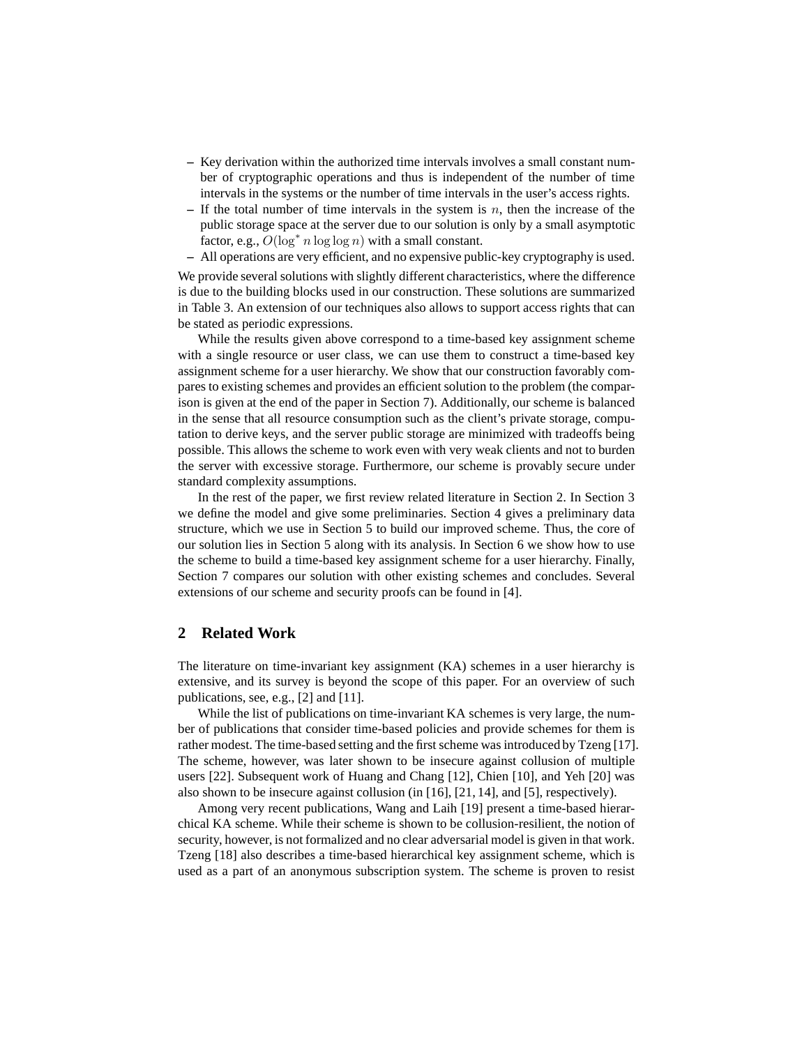- Key derivation within the authorized time intervals involves a small constant number of cryptographic operations and thus is independent of the number of time intervals in the systems or the number of time intervals in the user's access rights.
- If the total number of time intervals in the system is $n$, then the increase of the public storage space at the server due to our solution is only by a small asymptotic factor, e.g., $O(\log^* n \log\log n)$ with a small constant.
- All operations are very efficient, and no expensive public-key cryptography is used.

We provide several solutions with slightly different characteristics, where the difference is due to the building blocks used in our construction. These solutions are summarized in Table 3. An extension of our techniques also allows to support access rights that can be stated as periodic expressions.

While the results given above correspond to a time-based key assignment scheme with a single resource or user class, we can use them to construct a time-based key assignment scheme for a user hierarchy. We show that our construction favorably compares to existing schemes and provides an efficient solution to the problem (the comparison is given at the end of the paper in Section 7). Additionally, our scheme is balanced in the sense that all resource consumption such as the client's private storage, computation to derive keys, and the server public storage are minimized with tradeoffs being possible. This allows the scheme to work even with very weak clients and not to burden the server with excessive storage. Furthermore, our scheme is provably secure under standard complexity assumptions.

In the rest of the paper, we first review related literature in Section 2. In Section 3 we define the model and give some preliminaries. Section 4 gives a preliminary data structure, which we use in Section 5 to build our improved scheme. Thus, the core of our solution lies in Section 5 along with its analysis. In Section 6 we show how to use the scheme to build a time-based key assignment scheme for a user hierarchy. Finally, Section 7 compares our solution with other existing schemes and concludes. Several extensions of our scheme and security proofs can be found in [4].

## 2 Related Work

The literature on time-invariant key assignment (KA) schemes in a user hierarchy is extensive, and its survey is beyond the scope of this paper. For an overview of such publications, see, e.g., [2] and [11].

While the list of publications on time-invariant KA schemes is very large, the number of publications that consider time-based policies and provide schemes for them is rather modest. The time-based setting and the first scheme was introduced by Tzeng [17]. The scheme, however, was later shown to be insecure against collusion of multiple users [22]. Subsequent work of Huang and Chang [12], Chien [10], and Yeh [20] was also shown to be insecure against collusion (in [16], [21, 14], and [5], respectively).

Among very recent publications, Wang and Laih [19] present a time-based hierarchical KA scheme. While their scheme is shown to be collusion-resilient, the notion of security, however, is not formalized and no clear adversarial model is given in that work. Tzeng [18] also describes a time-based hierarchical key assignment scheme, which is used as a part of an anonymous subscription system. The scheme is proven to resist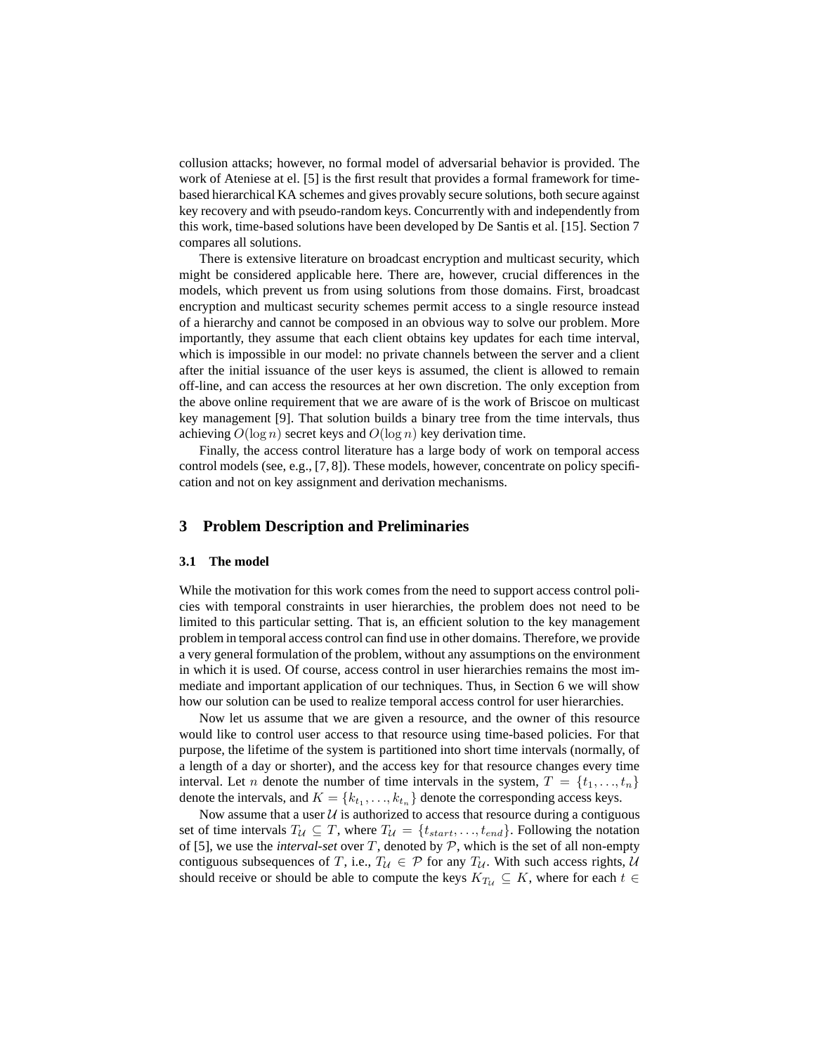collusion attacks; however, no formal model of adversarial behavior is provided. The work of Ateniese at el. [5] is the first result that provides a formal framework for time-based hierarchical KA schemes and gives provably secure solutions, both secure against key recovery and with pseudo-random keys. Concurrently with and independently from this work, time-based solutions have been developed by De Santis et al. [15]. Section 7 compares all solutions.

There is extensive literature on broadcast encryption and multicast security, which might be considered applicable here. There are, however, crucial differences in the models, which prevent us from using solutions from those domains. First, broadcast encryption and multicast security schemes permit access to a single resource instead of a hierarchy and cannot be composed in an obvious way to solve our problem. More importantly, they assume that each client obtains key updates for each time interval, which is impossible in our model: no private channels between the server and a client after the initial issuance of the user keys is assumed, the client is allowed to remain off-line, and can access the resources at her own discretion. The only exception from the above online requirement that we are aware of is the work of Briscoe on multicast key management [9]. That solution builds a binary tree from the time intervals, thus achieving $O(\log n)$ secret keys and $O(\log n)$ key derivation time.

Finally, the access control literature has a large body of work on temporal access control models (see, e.g., [7, 8]). These models, however, concentrate on policy specification and not on key assignment and derivation mechanisms.

## 3 Problem Description and Preliminaries

### 3.1 The model

While the motivation for this work comes from the need to support access control policies with temporal constraints in user hierarchies, the problem does not need to be limited to this particular setting. That is, an efficient solution to the key management problem in temporal access control can find use in other domains. Therefore, we provide a very general formulation of the problem, without any assumptions on the environment in which it is used. Of course, access control in user hierarchies remains the most immediate and important application of our techniques. Thus, in Section 6 we will show how our solution can be used to realize temporal access control for user hierarchies.

Now let us assume that we are given a resource, and the owner of this resource would like to control user access to that resource using time-based policies. For that purpose, the lifetime of the system is partitioned into short time intervals (normally, of a length of a day or shorter), and the access key for that resource changes every time interval. Let $n$ denote the number of time intervals in the system, $T = \{t_1, \ldots, t_n\}$ denote the intervals, and $K = \{k_{t_1}, \ldots, k_{t_n}\}$ denote the corresponding access keys.

Now assume that a user $\mathcal{U}$ is authorized to access that resource during a contiguous set of time intervals $T_{\mathcal{U}} \subseteq T$, where $T_{\mathcal{U}} = \{t_{start}, \ldots, t_{end}\}$. Following the notation of [5], we use the *interval-set* over $T$, denoted by $\mathcal{P}$, which is the set of all non-empty contiguous subsequences of $T$, i.e., $T_{\mathcal{U}} \in \mathcal{P}$ for any $T_{\mathcal{U}}$. With such access rights, $\mathcal{U}$ should receive or should be able to compute the keys $K_{T_{\mathcal{U}}} \subseteq K$, where for each $t \in$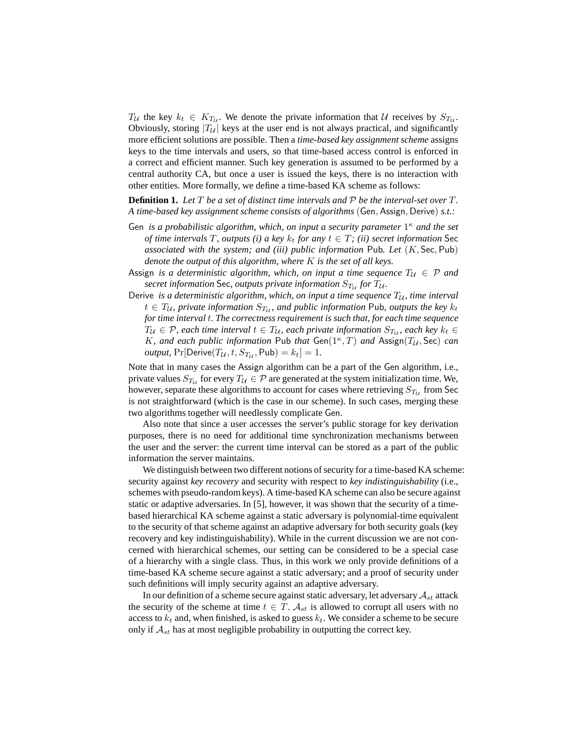$T_{\mathcal{U}}$ the key $k_t \in K_{T_{\mathcal{U}}}$. We denote the private information that $\mathcal{U}$ receives by $S_{T_{\mathcal{U}}}$. Obviously, storing $|T_{\mathcal{U}}|$ keys at the user end is not always practical, and significantly more efficient solutions are possible. Then a *time-based key assignment scheme* assigns keys to the time intervals and users, so that time-based access control is enforced in a correct and efficient manner. Such key generation is assumed to be performed by a central authority CA, but once a user is issued the keys, there is no interaction with other entities. More formally, we define a time-based KA scheme as follows:

**Definition 1.** *Let $T$ be a set of distinct time intervals and $\mathcal{P}$ be the interval-set over $T$. A time-based key assignment scheme consists of algorithms* $(\mathsf{Gen}, \mathsf{Assign}, \mathsf{Derive})$ *s.t.:*

- $\mathsf{Gen}$ *is a probabilistic algorithm, which, on input a security parameter $1^\kappa$ and the set of time intervals $T$, outputs (i) a key $k_t$ for any $t \in T$; (ii) secret information* $\mathsf{Sec}$ *associated with the system; and (iii) public information* $\mathsf{Pub}$*. Let $(K, \mathsf{Sec}, \mathsf{Pub})$ denote the output of this algorithm, where $K$ is the set of all keys.*
- $\mathsf{Assign}$ *is a deterministic algorithm, which, on input a time sequence $T_{\mathcal{U}} \in \mathcal{P}$ and secret information* $\mathsf{Sec}$*, outputs private information $S_{T_{\mathcal{U}}}$ for $T_{\mathcal{U}}$.*
- $\mathsf{Derive}$ *is a deterministic algorithm, which, on input a time sequence $T_{\mathcal{U}}$, time interval $t \in T_{\mathcal{U}}$, private information $S_{T_{\mathcal{U}}}$, and public information* $\mathsf{Pub}$*, outputs the key $k_t$ for time interval $t$. The correctness requirement is such that, for each time sequence $T_{\mathcal{U}} \in \mathcal{P}$, each time interval $t \in T_{\mathcal{U}}$, each private information $S_{T_{\mathcal{U}}}$, each key $k_t \in K$, and each public information* $\mathsf{Pub}$ *that $\mathsf{Gen}(1^\kappa, T)$ and $\mathsf{Assign}(T_{\mathcal{U}}, \mathsf{Sec})$ can output, $\Pr[\mathsf{Derive}(T_{\mathcal{U}}, t, S_{T_{\mathcal{U}}}, \mathsf{Pub}) = k_t] = 1$.*

Note that in many cases the $\mathsf{Assign}$ algorithm can be a part of the $\mathsf{Gen}$ algorithm, i.e., private values $S_{T_{\mathcal{U}}}$ for every $T_{\mathcal{U}} \in \mathcal{P}$ are generated at the system initialization time. We, however, separate these algorithms to account for cases where retrieving $S_{T_{\mathcal{U}}}$ from $\mathsf{Sec}$ is not straightforward (which is the case in our scheme). In such cases, merging these two algorithms together will needlessly complicate $\mathsf{Gen}$.

Also note that since a user accesses the server's public storage for key derivation purposes, there is no need for additional time synchronization mechanisms between the user and the server: the current time interval can be stored as a part of the public information the server maintains.

We distinguish between two different notions of security for a time-based KA scheme: security against *key recovery* and security with respect to *key indistinguishability* (i.e., schemes with pseudo-random keys). A time-based KA scheme can also be secure against static or adaptive adversaries. In [5], however, it was shown that the security of a time-based hierarchical KA scheme against a static adversary is polynomial-time equivalent to the security of that scheme against an adaptive adversary for both security goals (key recovery and key indistinguishability). While in the current discussion we are not concerned with hierarchical schemes, our setting can be considered to be a special case of a hierarchy with a single class. Thus, in this work we only provide definitions of a time-based KA scheme secure against a static adversary; and a proof of security under such definitions will imply security against an adaptive adversary.

In our definition of a scheme secure against static adversary, let adversary $\mathcal{A}_{st}$ attack the security of the scheme at time $t \in T$. $\mathcal{A}_{st}$ is allowed to corrupt all users with no access to $k_t$ and, when finished, is asked to guess $k_t$. We consider a scheme to be secure only if $\mathcal{A}_{st}$ has at most negligible probability in outputting the correct key.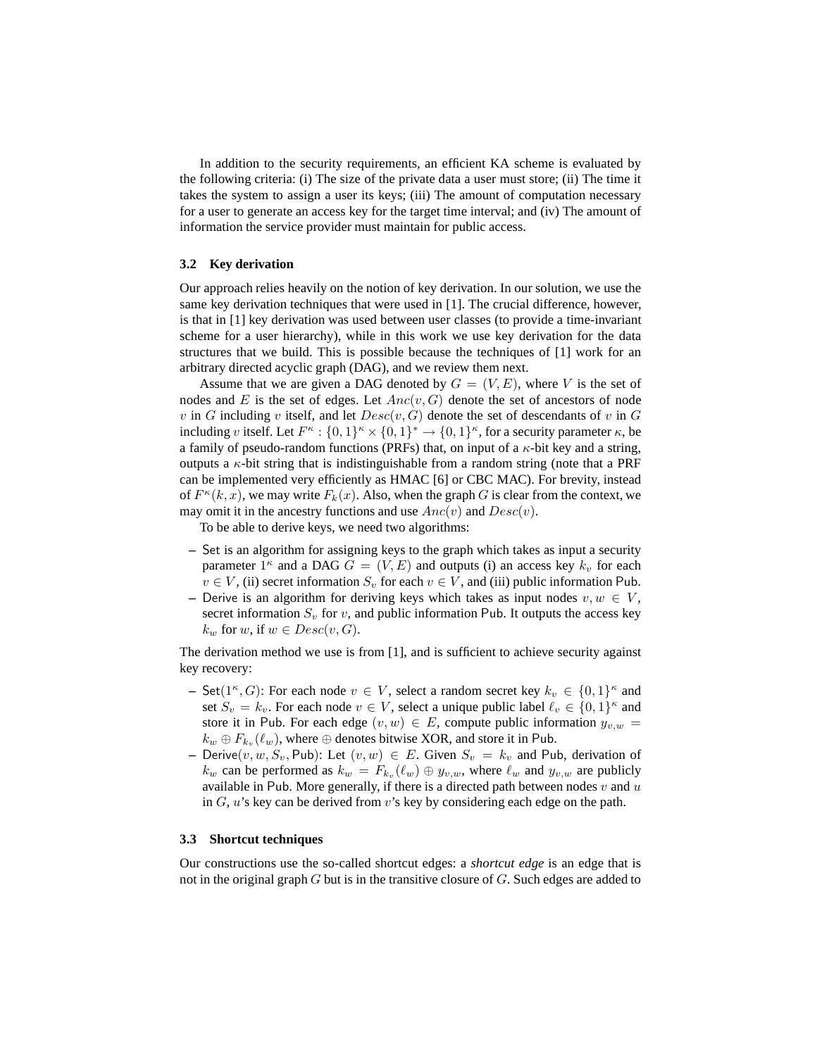In addition to the security requirements, an efficient KA scheme is evaluated by the following criteria: (i) The size of the private data a user must store; (ii) The time it takes the system to assign a user its keys; (iii) The amount of computation necessary for a user to generate an access key for the target time interval; and (iv) The amount of information the service provider must maintain for public access.

### 3.2 Key derivation

Our approach relies heavily on the notion of key derivation. In our solution, we use the same key derivation techniques that were used in [1]. The crucial difference, however, is that in [1] key derivation was used between user classes (to provide a time-invariant scheme for a user hierarchy), while in this work we use key derivation for the data structures that we build. This is possible because the techniques of [1] work for an arbitrary directed acyclic graph (DAG), and we review them next.

Assume that we are given a DAG denoted by $G = (V, E)$, where $V$ is the set of nodes and $E$ is the set of edges. Let $Anc(v, G)$ denote the set of ancestors of node $v$ in $G$ including $v$ itself, and let $Desc(v, G)$ denote the set of descendants of $v$ in $G$ including $v$ itself. Let $F^\kappa : \{0, 1\}^\kappa \times \{0, 1\}^* \to \{0, 1\}^\kappa$, for a security parameter $\kappa$, be a family of pseudo-random functions (PRFs) that, on input of a $\kappa$-bit key and a string, outputs a $\kappa$-bit string that is indistinguishable from a random string (note that a PRF can be implemented very efficiently as HMAC [6] or CBC MAC). For brevity, instead of $F^\kappa(k, x)$, we may write $F_k(x)$. Also, when the graph $G$ is clear from the context, we may omit it in the ancestry functions and use $Anc(v)$ and $Desc(v)$.

To be able to derive keys, we need two algorithms:

- Set is an algorithm for assigning keys to the graph which takes as input a security parameter $1^\kappa$ and a DAG $G = (V, E)$ and outputs (i) an access key $k_v$ for each $v \in V$, (ii) secret information $S_v$ for each $v \in V$, and (iii) public information Pub.
- Derive is an algorithm for deriving keys which takes as input nodes $v, w \in V$, secret information $S_v$ for $v$, and public information Pub. It outputs the access key $k_w$ for $w$, if $w \in Desc(v, G)$.

The derivation method we use is from [1], and is sufficient to achieve security against key recovery:

- $\mathsf{Set}(1^\kappa, G)$: For each node $v \in V$, select a random secret key $k_v \in \{0, 1\}^\kappa$ and set $S_v = k_v$. For each node $v \in V$, select a unique public label $\ell_v \in \{0, 1\}^\kappa$ and store it in Pub. For each edge $(v, w) \in E$, compute public information $y_{v,w} = k_w \oplus F_{k_v}(\ell_w)$, where $\oplus$ denotes bitwise XOR, and store it in Pub.
- $\mathsf{Derive}(v, w, S_v, \mathsf{Pub})$: Let $(v, w) \in E$. Given $S_v = k_v$ and Pub, derivation of $k_w$ can be performed as $k_w = F_{k_v}(\ell_w) \oplus y_{v,w}$, where $\ell_w$ and $y_{v,w}$ are publicly available in Pub. More generally, if there is a directed path between nodes $v$ and $u$ in $G$, $u$'s key can be derived from $v$'s key by considering each edge on the path.

### 3.3 Shortcut techniques

Our constructions use the so-called shortcut edges: a *shortcut edge* is an edge that is not in the original graph $G$ but is in the transitive closure of $G$. Such edges are added to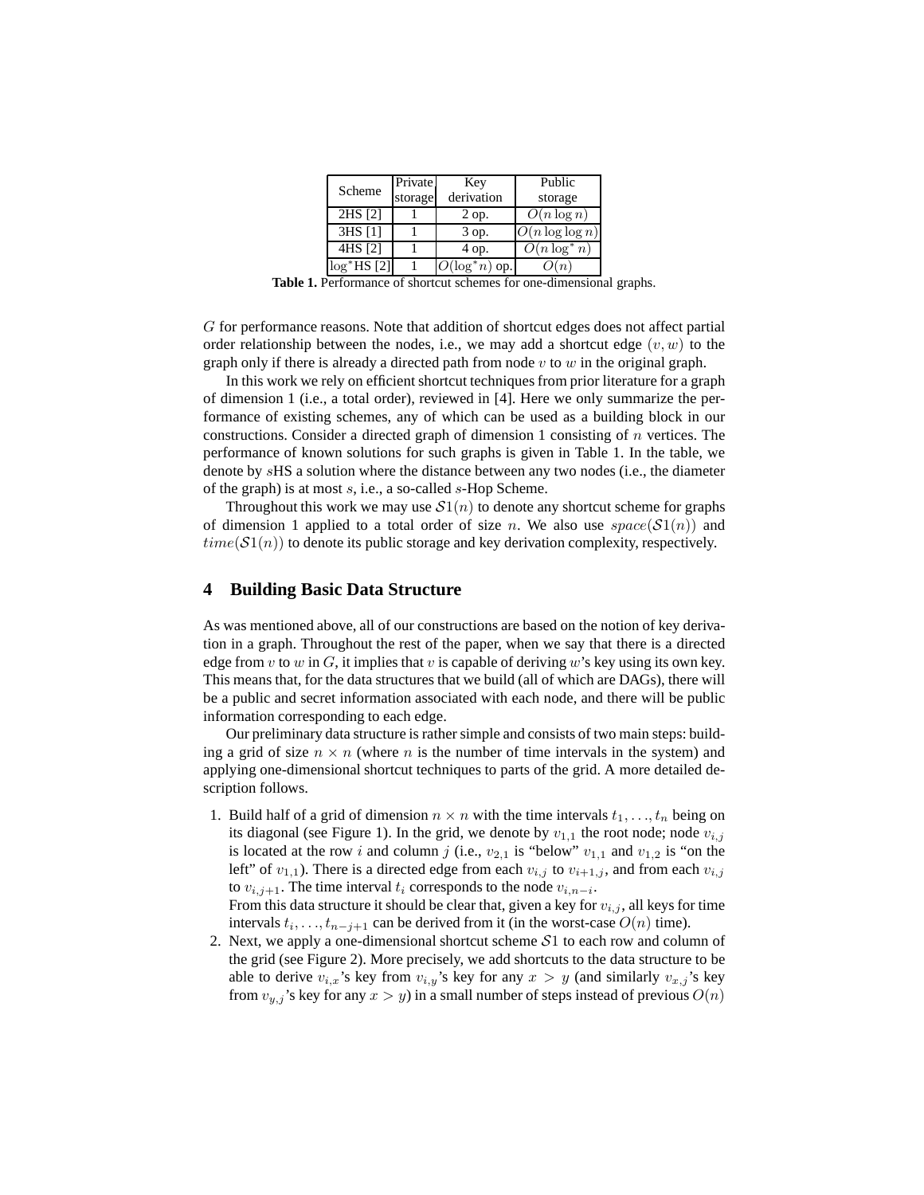| Scheme | Private storage | Key derivation | Public storage |
| --- | --- | --- | --- |
| 2HS [2] | 1 | 2 op. | $O(n \log n)$ |
| 3HS [1] | 1 | 3 op. | $O(n \log \log n)$ |
| 4HS [2] | 1 | 4 op. | $O(n \log^* n)$ |
| $\log^*$HS [2] | 1 | $O(\log^* n)$ op. | $O(n)$ |

**Table 1.** Performance of shortcut schemes for one-dimensional graphs.

$G$ for performance reasons. Note that addition of shortcut edges does not affect partial order relationship between the nodes, i.e., we may add a shortcut edge $(v, w)$ to the graph only if there is already a directed path from node $v$ to $w$ in the original graph.

In this work we rely on efficient shortcut techniques from prior literature for a graph of dimension 1 (i.e., a total order), reviewed in [4]. Here we only summarize the performance of existing schemes, any of which can be used as a building block in our constructions. Consider a directed graph of dimension 1 consisting of $n$ vertices. The performance of known solutions for such graphs is given in Table 1. In the table, we denote by $s$HS a solution where the distance between any two nodes (i.e., the diameter of the graph) is at most $s$, i.e., a so-called $s$-Hop Scheme.

Throughout this work we may use $\mathcal{S}1(n)$ to denote any shortcut scheme for graphs of dimension 1 applied to a total order of size $n$. We also use $space(\mathcal{S}1(n))$ and $time(\mathcal{S}1(n))$ to denote its public storage and key derivation complexity, respectively.

## 4 Building Basic Data Structure

As was mentioned above, all of our constructions are based on the notion of key derivation in a graph. Throughout the rest of the paper, when we say that there is a directed edge from $v$ to $w$ in $G$, it implies that $v$ is capable of deriving $w$'s key using its own key. This means that, for the data structures that we build (all of which are DAGs), there will be a public and secret information associated with each node, and there will be public information corresponding to each edge.

Our preliminary data structure is rather simple and consists of two main steps: building a grid of size $n \times n$ (where $n$ is the number of time intervals in the system) and applying one-dimensional shortcut techniques to parts of the grid. A more detailed description follows.

1. Build half of a grid of dimension $n \times n$ with the time intervals $t_1, \ldots, t_n$ being on its diagonal (see Figure 1). In the grid, we denote by $v_{1,1}$ the root node; node $v_{i,j}$ is located at the row $i$ and column $j$ (i.e., $v_{2,1}$ is "below" $v_{1,1}$ and $v_{1,2}$ is "on the left" of $v_{1,1}$). There is a directed edge from each $v_{i,j}$ to $v_{i+1,j}$, and from each $v_{i,j}$ to $v_{i,j+1}$. The time interval $t_i$ corresponds to the node $v_{i,n-i}$.
   From this data structure it should be clear that, given a key for $v_{i,j}$, all keys for time intervals $t_i, \ldots, t_{n-j+1}$ can be derived from it (in the worst-case $O(n)$ time).
2. Next, we apply a one-dimensional shortcut scheme $\mathcal{S}1$ to each row and column of the grid (see Figure 2). More precisely, we add shortcuts to the data structure to be able to derive $v_{i,x}$'s key from $v_{i,y}$'s key for any $x > y$ (and similarly $v_{x,j}$'s key from $v_{y,j}$'s key for any $x > y$) in a small number of steps instead of previous $O(n)$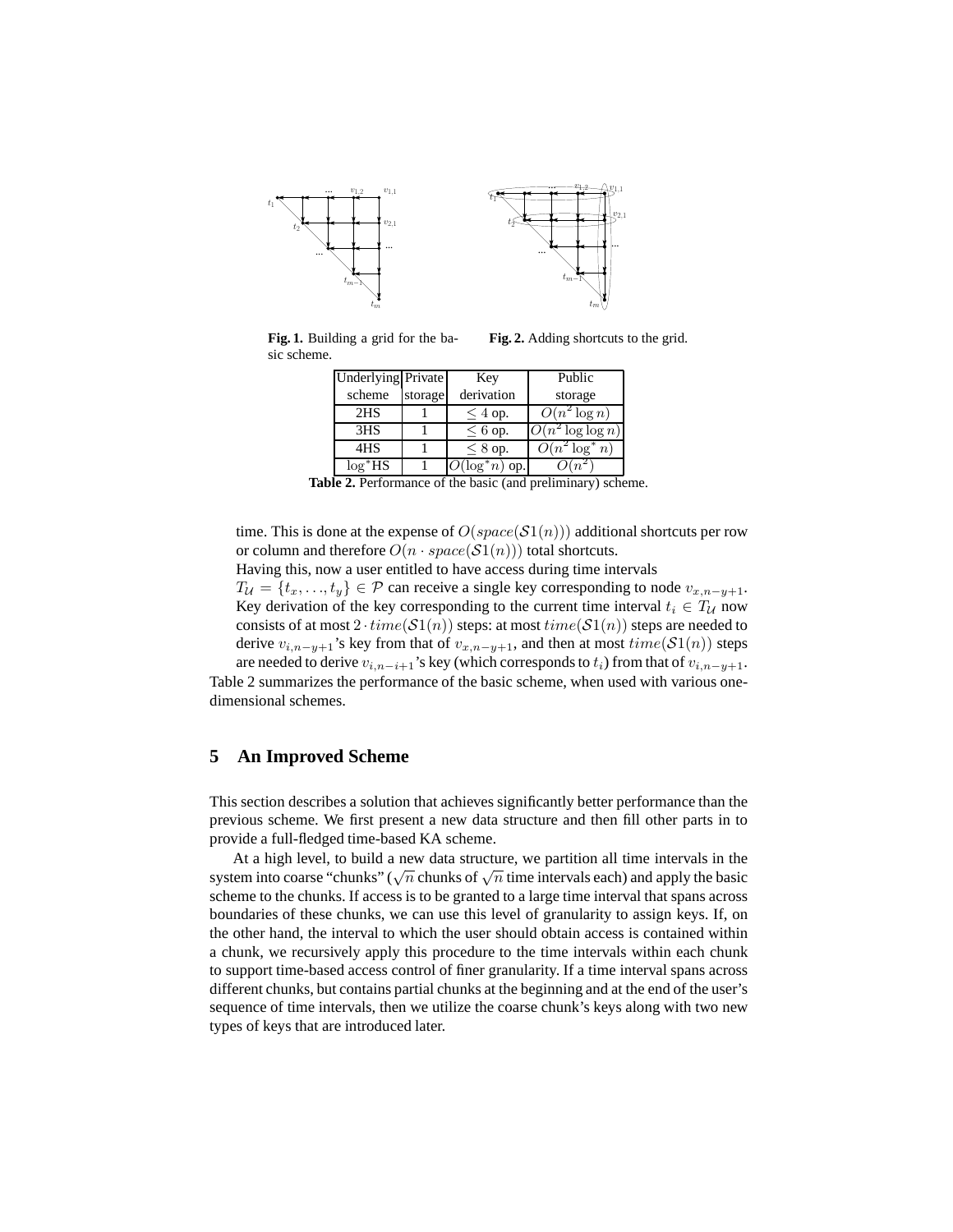Fig. 1. Building a grid for the basic scheme.

Fig. 2. Adding shortcuts to the grid.

| Underlying scheme | Private storage | Key derivation | Public storage |
|---|---|---|---|
| 2HS | 1 | $\leq 4$ op. | $O(n^2 \log n)$ |
| 3HS | 1 | $\leq 6$ op. | $O(n^2 \log \log n)$ |
| 4HS | 1 | $\leq 8$ op. | $O(n^2 \log^* n)$ |
| $\log^*$HS | 1 | $O(\log^* n)$ op. | $O(n^2)$ |

**Table 2.** Performance of the basic (and preliminary) scheme.

time. This is done at the expense of $O(space(\mathcal{S}1(n)))$ additional shortcuts per row or column and therefore $O(n \cdot space(\mathcal{S}1(n)))$ total shortcuts.

Having this, now a user entitled to have access during time intervals $T_{\mathcal{U}} = \{t_x, \ldots, t_y\} \in \mathcal{P}$ can receive a single key corresponding to node $v_{x,n-y+1}$. Key derivation of the key corresponding to the current time interval $t_i \in T_{\mathcal{U}}$ now consists of at most $2 \cdot time(\mathcal{S}1(n))$ steps: at most $time(\mathcal{S}1(n))$ steps are needed to derive $v_{i,n-y+1}$'s key from that of $v_{x,n-y+1}$, and then at most $time(\mathcal{S}1(n))$ steps are needed to derive $v_{i,n-i+1}$'s key (which corresponds to $t_i$) from that of $v_{i,n-y+1}$.

Table 2 summarizes the performance of the basic scheme, when used with various one-dimensional schemes.

## 5 An Improved Scheme

This section describes a solution that achieves significantly better performance than the previous scheme. We first present a new data structure and then fill other parts in to provide a full-fledged time-based KA scheme.

At a high level, to build a new data structure, we partition all time intervals in the system into coarse "chunks" ($\sqrt{n}$ chunks of $\sqrt{n}$ time intervals each) and apply the basic scheme to the chunks. If access is to be granted to a large time interval that spans across boundaries of these chunks, we can use this level of granularity to assign keys. If, on the other hand, the interval to which the user should obtain access is contained within a chunk, we recursively apply this procedure to the time intervals within each chunk to support time-based access control of finer granularity. If a time interval spans across different chunks, but contains partial chunks at the beginning and at the end of the user's sequence of time intervals, then we utilize the coarse chunk's keys along with two new types of keys that are introduced later.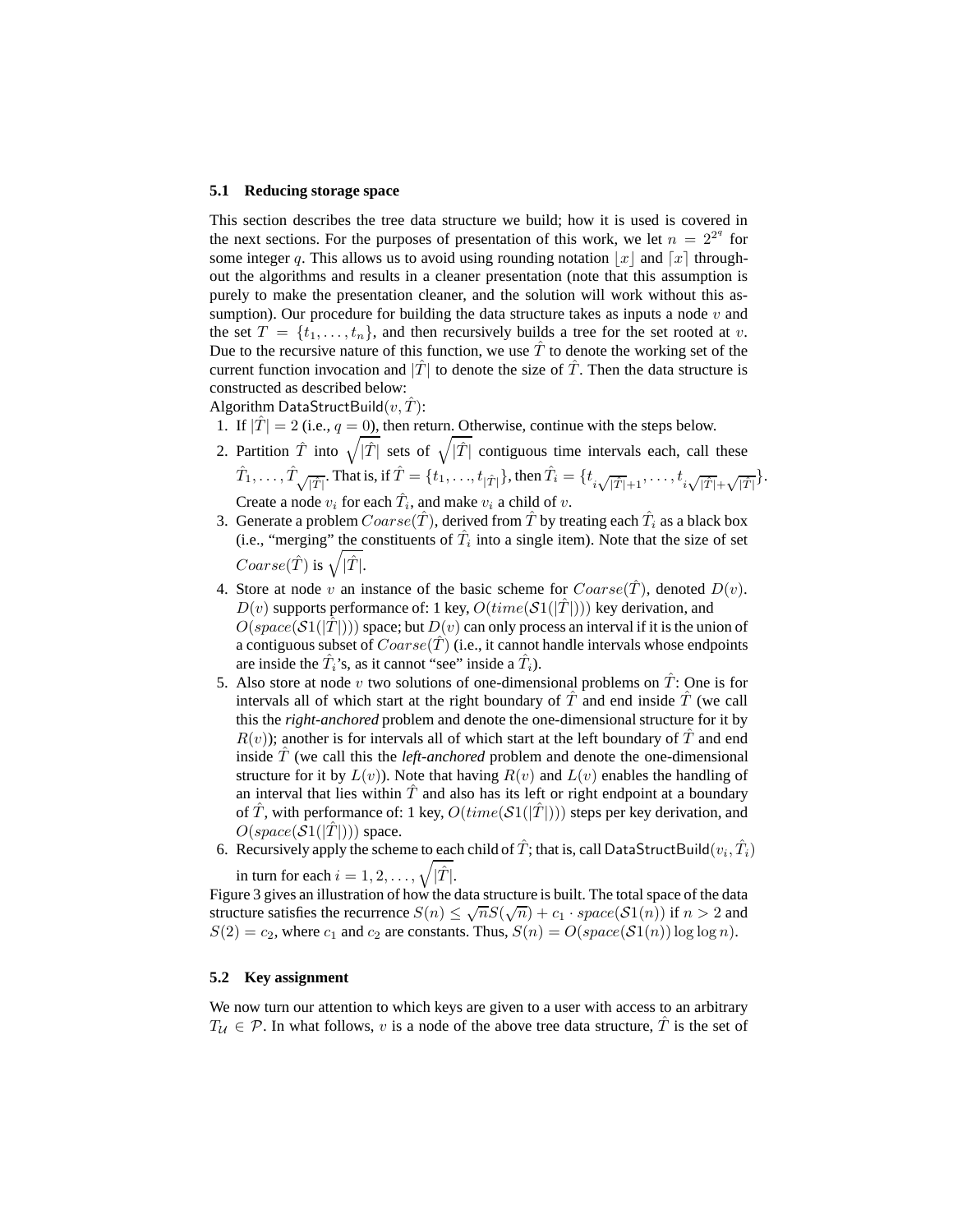### 5.1 Reducing storage space

This section describes the tree data structure we build; how it is used is covered in the next sections. For the purposes of presentation of this work, we let $n = 2^{2^q}$ for some integer $q$. This allows us to avoid using rounding notation $\lfloor x \rfloor$ and $\lceil x \rceil$ throughout the algorithms and results in a cleaner presentation (note that this assumption is purely to make the presentation cleaner, and the solution will work without this assumption). Our procedure for building the data structure takes as inputs a node $v$ and the set $T = \{t_1, \ldots, t_n\}$, and then recursively builds a tree for the set rooted at $v$. Due to the recursive nature of this function, we use $\hat{T}$ to denote the working set of the current function invocation and $|\hat{T}|$ to denote the size of $\hat{T}$. Then the data structure is constructed as described below:

Algorithm $\mathsf{DataStructBuild}(v, \hat{T})$:

1. If $|\hat{T}| = 2$ (i.e., $q = 0$), then return. Otherwise, continue with the steps below.
2. Partition $\hat{T}$ into $\sqrt{|\hat{T}|}$ sets of $\sqrt{|\hat{T}|}$ contiguous time intervals each, call these $\hat{T}_1, \ldots, \hat{T}_{\sqrt{|\hat{T}|}}$. That is, if $\hat{T} = \{t_1, \ldots, t_{|\hat{T}|}\}$, then $\hat{T}_i = \{t_{i\sqrt{|\hat{T}|}+1}, \ldots, t_{i\sqrt{|\hat{T}|}+\sqrt{|\hat{T}|}}\}$. Create a node $v_i$ for each $\hat{T}_i$, and make $v_i$ a child of $v$.
3. Generate a problem $Coarse(\hat{T})$, derived from $\hat{T}$ by treating each $\hat{T}_i$ as a black box (i.e., "merging" the constituents of $\hat{T}_i$ into a single item). Note that the size of set $Coarse(\hat{T})$ is $\sqrt{|\hat{T}|}$.
4. Store at node $v$ an instance of the basic scheme for $Coarse(\hat{T})$, denoted $D(v)$. $D(v)$ supports performance of: 1 key, $O(time(\mathcal{S}1(|\hat{T}|)))$ key derivation, and $O(space(\mathcal{S}1(|\hat{T}|)))$ space; but $D(v)$ can only process an interval if it is the union of a contiguous subset of $Coarse(\hat{T})$ (i.e., it cannot handle intervals whose endpoints are inside the $\hat{T}_i$'s, as it cannot "see" inside a $\hat{T}_i$).
5. Also store at node $v$ two solutions of one-dimensional problems on $\hat{T}$: One is for intervals all of which start at the right boundary of $\hat{T}$ and end inside $\hat{T}$ (we call this the ***right-anchored*** problem and denote the one-dimensional structure for it by $R(v)$); another is for intervals all of which start at the left boundary of $\hat{T}$ and end inside $\hat{T}$ (we call this the ***left-anchored*** problem and denote the one-dimensional structure for it by $L(v)$). Note that having $R(v)$ and $L(v)$ enables the handling of an interval that lies within $\hat{T}$ and also has its left or right endpoint at a boundary of $\hat{T}$, with performance of: 1 key, $O(time(\mathcal{S}1(|\hat{T}|)))$ steps per key derivation, and $O(space(\mathcal{S}1(|\hat{T}|)))$ space.
6. Recursively apply the scheme to each child of $\hat{T}$; that is, call $\mathsf{DataStructBuild}(v_i, \hat{T}_i)$ in turn for each $i = 1, 2, \ldots, \sqrt{|\hat{T}|}$.

Figure 3 gives an illustration of how the data structure is built. The total space of the data structure satisfies the recurrence $S(n) \leq \sqrt{n}S(\sqrt{n}) + c_1 \cdot space(\mathcal{S}1(n))$ if $n > 2$ and $S(2) = c_2$, where $c_1$ and $c_2$ are constants. Thus, $S(n) = O(space(\mathcal{S}1(n)) \log\log n)$.

### 5.2 Key assignment

We now turn our attention to which keys are given to a user with access to an arbitrary $T_{\mathcal{U}} \in \mathcal{P}$. In what follows, $v$ is a node of the above tree data structure, $\hat{T}$ is the set of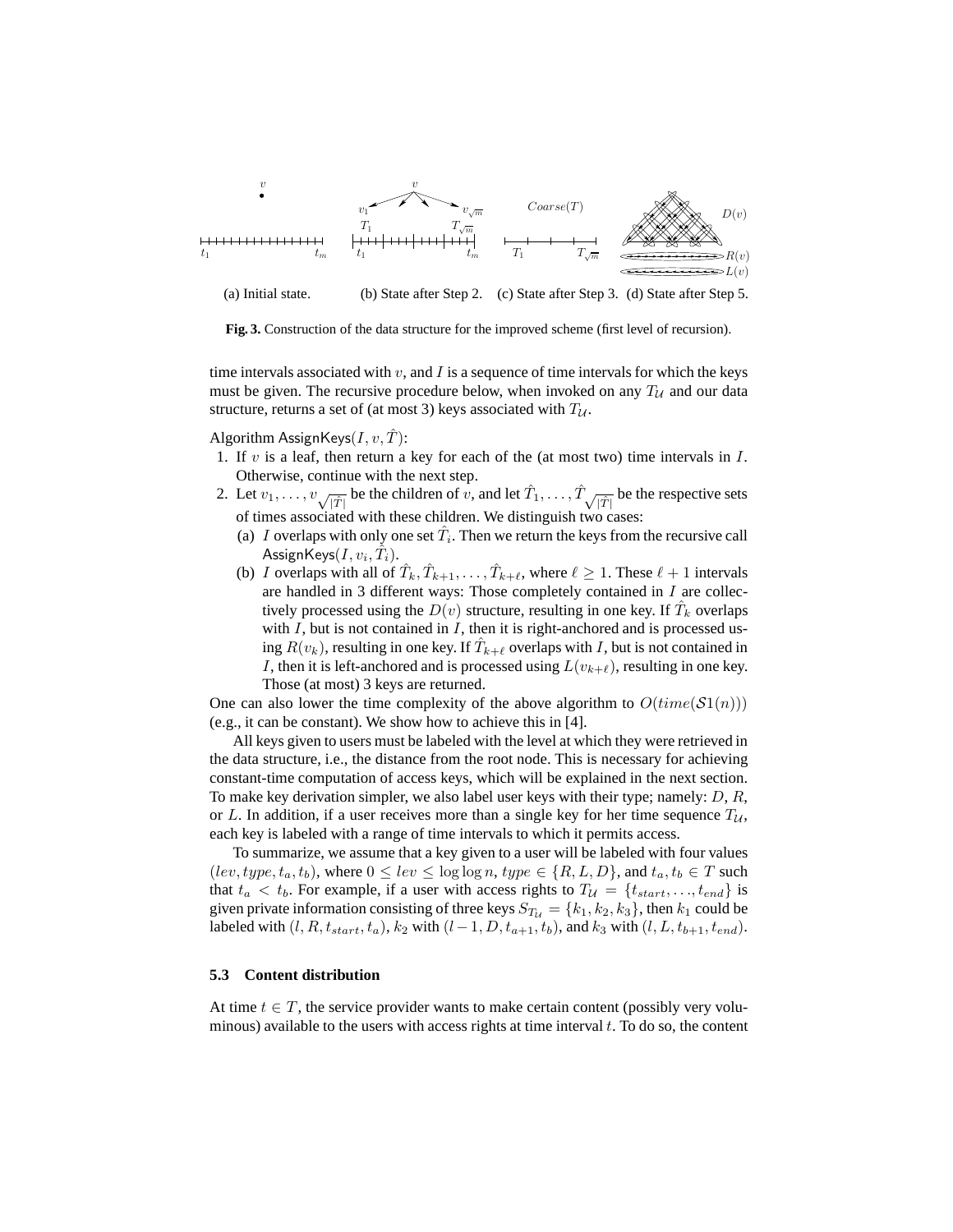(a) Initial state. (b) State after Step 2. (c) State after Step 3. (d) State after Step 5.

**Fig. 3.** Construction of the data structure for the improved scheme (first level of recursion).

time intervals associated with $v$, and $I$ is a sequence of time intervals for which the keys must be given. The recursive procedure below, when invoked on any $T_{\mathcal{U}}$ and our data structure, returns a set of (at most 3) keys associated with $T_{\mathcal{U}}$.

Algorithm AssignKeys$(I, v, \hat{T})$:

1. If $v$ is a leaf, then return a key for each of the (at most two) time intervals in $I$. Otherwise, continue with the next step.
2. Let $v_1, \ldots, v_{\sqrt{|\hat{T}|}}$ be the children of $v$, and let $\hat{T}_1, \ldots, \hat{T}_{\sqrt{|\hat{T}|}}$ be the respective sets of times associated with these children. We distinguish two cases:
   (a) $I$ overlaps with only one set $\hat{T}_i$. Then we return the keys from the recursive call AssignKeys$(I, v_i, \hat{T}_i)$.
   (b) $I$ overlaps with all of $\hat{T}_k, \hat{T}_{k+1}, \ldots, \hat{T}_{k+\ell}$, where $\ell \geq 1$. These $\ell + 1$ intervals are handled in 3 different ways: Those completely contained in $I$ are collectively processed using the $D(v)$ structure, resulting in one key. If $\hat{T}_k$ overlaps with $I$, but is not contained in $I$, then it is right-anchored and is processed using $R(v_k)$, resulting in one key. If $\hat{T}_{k+\ell}$ overlaps with $I$, but is not contained in $I$, then it is left-anchored and is processed using $L(v_{k+\ell})$, resulting in one key. Those (at most) 3 keys are returned.

One can also lower the time complexity of the above algorithm to $O(time(\mathcal{S}1(n)))$ (e.g., it can be constant). We show how to achieve this in [4].

All keys given to users must be labeled with the level at which they were retrieved in the data structure, i.e., the distance from the root node. This is necessary for achieving constant-time computation of access keys, which will be explained in the next section. To make key derivation simpler, we also label user keys with their type; namely: $D$, $R$, or $L$. In addition, if a user receives more than a single key for her time sequence $T_{\mathcal{U}}$, each key is labeled with a range of time intervals to which it permits access.

To summarize, we assume that a key given to a user will be labeled with four values $(lev, type, t_a, t_b)$, where $0 \leq lev \leq \log\log n$, $type \in \{R, L, D\}$, and $t_a, t_b \in T$ such that $t_a < t_b$. For example, if a user with access rights to $T_{\mathcal{U}} = \{t_{start}, \ldots, t_{end}\}$ is given private information consisting of three keys $S_{T_{\mathcal{U}}} = \{k_1, k_2, k_3\}$, then $k_1$ could be labeled with $(l, R, t_{start}, t_a)$, $k_2$ with $(l-1, D, t_{a+1}, t_b)$, and $k_3$ with $(l, L, t_{b+1}, t_{end})$.

### 5.3 Content distribution

At time $t \in T$, the service provider wants to make certain content (possibly very voluminous) available to the users with access rights at time interval $t$. To do so, the content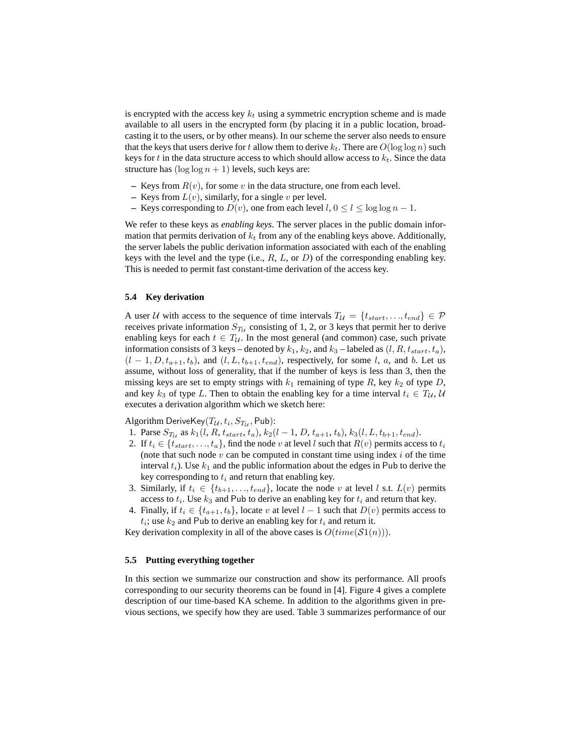is encrypted with the access key $k_t$ using a symmetric encryption scheme and is made available to all users in the encrypted form (by placing it in a public location, broadcasting it to the users, or by other means). In our scheme the server also needs to ensure that the keys that users derive for $t$ allow them to derive $k_t$. There are $O(\log \log n)$ such keys for $t$ in the data structure access to which should allow access to $k_t$. Since the data structure has $(\log \log n + 1)$ levels, such keys are:

– Keys from $R(v)$, for some $v$ in the data structure, one from each level.
– Keys from $L(v)$, similarly, for a single $v$ per level.
– Keys corresponding to $D(v)$, one from each level $l$, $0 \leq l \leq \log \log n - 1$.

We refer to these keys as *enabling keys*. The server places in the public domain information that permits derivation of $k_t$ from any of the enabling keys above. Additionally, the server labels the public derivation information associated with each of the enabling keys with the level and the type (i.e., $R$, $L$, or $D$) of the corresponding enabling key. This is needed to permit fast constant-time derivation of the access key.

### 5.4 Key derivation

A user $\mathcal{U}$ with access to the sequence of time intervals $T_{\mathcal{U}} = \{t_{start}, \ldots, t_{end}\} \in \mathcal{P}$ receives private information $S_{T_{\mathcal{U}}}$ consisting of 1, 2, or 3 keys that permit her to derive enabling keys for each $t \in T_{\mathcal{U}}$. In the most general (and common) case, such private information consists of 3 keys – denoted by $k_1$, $k_2$, and $k_3$ – labeled as $(l, R, t_{start}, t_a)$, $(l-1, D, t_{a+1}, t_b)$, and $(l, L, t_{b+1}, t_{end})$, respectively, for some $l$, $a$, and $b$. Let us assume, without loss of generality, that if the number of keys is less than 3, then the missing keys are set to empty strings with $k_1$ remaining of type $R$, key $k_2$ of type $D$, and key $k_3$ of type $L$. Then to obtain the enabling key for a time interval $t_i \in T_{\mathcal{U}}$, $\mathcal{U}$ executes a derivation algorithm which we sketch here:

Algorithm $\mathsf{DeriveKey}(T_{\mathcal{U}}, t_i, S_{T_{\mathcal{U}}}, \mathsf{Pub})$:

1. Parse $S_{T_{\mathcal{U}}}$ as $k_1(l, R, t_{start}, t_a)$, $k_2(l-1, D, t_{a+1}, t_b)$, $k_3(l, L, t_{b+1}, t_{end})$.
2. If $t_i \in \{t_{start}, \ldots, t_a\}$, find the node $v$ at level $l$ such that $R(v)$ permits access to $t_i$ (note that such node $v$ can be computed in constant time using index $i$ of the time interval $t_i$). Use $k_1$ and the public information about the edges in $\mathsf{Pub}$ to derive the key corresponding to $t_i$ and return that enabling key.
3. Similarly, if $t_i \in \{t_{b+1}, \ldots, t_{end}\}$, locate the node $v$ at level $l$ s.t. $L(v)$ permits access to $t_i$. Use $k_3$ and $\mathsf{Pub}$ to derive an enabling key for $t_i$ and return that key.
4. Finally, if $t_i \in \{t_{a+1}, t_b\}$, locate $v$ at level $l-1$ such that $D(v)$ permits access to $t_i$; use $k_2$ and $\mathsf{Pub}$ to derive an enabling key for $t_i$ and return it.

Key derivation complexity in all of the above cases is $O(time(\mathcal{S}1(n)))$.

### 5.5 Putting everything together

In this section we summarize our construction and show its performance. All proofs corresponding to our security theorems can be found in [4]. Figure 4 gives a complete description of our time-based KA scheme. In addition to the algorithms given in previous sections, we specify how they are used. Table 3 summarizes performance of our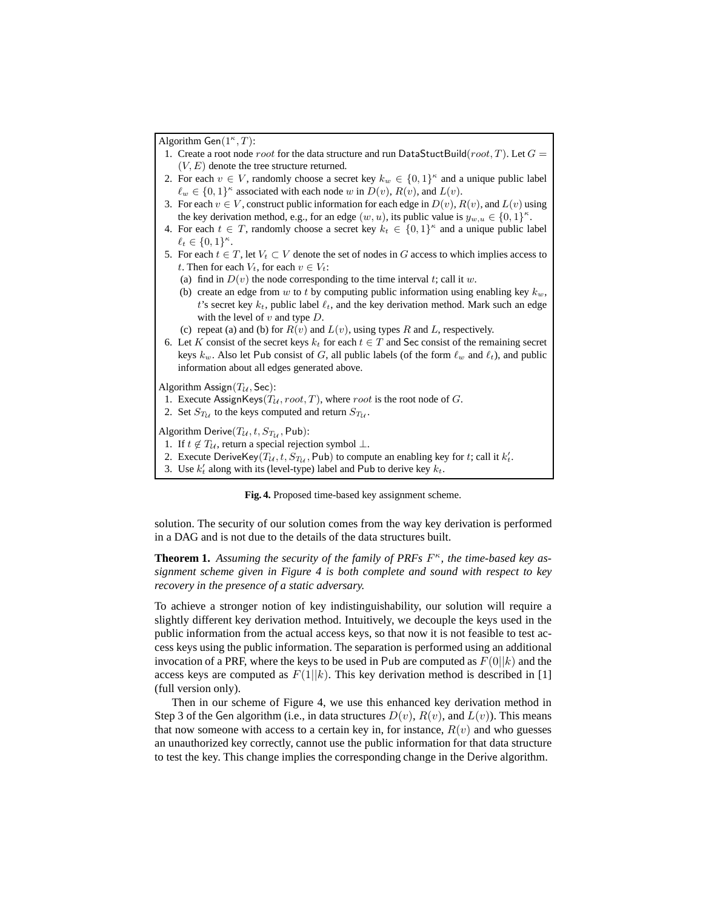Algorithm $\mathsf{Gen}(1^\kappa, T)$:

1. Create a root node $root$ for the data structure and run $\mathsf{DataStuctBuild}(root, T)$. Let $G = (V, E)$ denote the tree structure returned.
2. For each $v \in V$, randomly choose a secret key $k_w \in \{0,1\}^\kappa$ and a unique public label $\ell_w \in \{0,1\}^\kappa$ associated with each node $w$ in $D(v)$, $R(v)$, and $L(v)$.
3. For each $v \in V$, construct public information for each edge in $D(v)$, $R(v)$, and $L(v)$ using the key derivation method, e.g., for an edge $(w, u)$, its public value is $y_{w,u} \in \{0,1\}^\kappa$.
4. For each $t \in T$, randomly choose a secret key $k_t \in \{0,1\}^\kappa$ and a unique public label $\ell_t \in \{0,1\}^\kappa$.
5. For each $t \in T$, let $V_t \subset V$ denote the set of nodes in $G$ access to which implies access to $t$. Then for each $V_t$, for each $v \in V_t$:
   (a) find in $D(v)$ the node corresponding to the time interval $t$; call it $w$.
   (b) create an edge from $w$ to $t$ by computing public information using enabling key $k_w$, $t$'s secret key $k_t$, public label $\ell_t$, and the key derivation method. Mark such an edge with the level of $v$ and type $D$.
   (c) repeat (a) and (b) for $R(v)$ and $L(v)$, using types $R$ and $L$, respectively.
6. Let $K$ consist of the secret keys $k_t$ for each $t \in T$ and $\mathsf{Sec}$ consist of the remaining secret keys $k_w$. Also let $\mathsf{Pub}$ consist of $G$, all public labels (of the form $\ell_w$ and $\ell_t$), and public information about all edges generated above.

Algorithm $\mathsf{Assign}(T_\mathcal{U}, \mathsf{Sec})$:

1. Execute $\mathsf{AssignKeys}(T_\mathcal{U}, root, T)$, where $root$ is the root node of $G$.
2. Set $S_{T_\mathcal{U}}$ to the keys computed and return $S_{T_\mathcal{U}}$.

Algorithm $\mathsf{Derive}(T_\mathcal{U}, t, S_{T_\mathcal{U}}, \mathsf{Pub})$:

1. If $t \notin T_\mathcal{U}$, return a special rejection symbol $\perp$.
2. Execute $\mathsf{DeriveKey}(T_\mathcal{U}, t, S_{T_\mathcal{U}}, \mathsf{Pub})$ to compute an enabling key for $t$; call it $k'_t$.
3. Use $k'_t$ along with its (level-type) label and $\mathsf{Pub}$ to derive key $k_t$.

**Fig. 4.** Proposed time-based key assignment scheme.

solution. The security of our solution comes from the way key derivation is performed in a DAG and is not due to the details of the data structures built.

**Theorem 1.** *Assuming the security of the family of PRFs $F^\kappa$, the time-based key assignment scheme given in Figure 4 is both complete and sound with respect to key recovery in the presence of a static adversary.*

To achieve a stronger notion of key indistinguishability, our solution will require a slightly different key derivation method. Intuitively, we decouple the keys used in the public information from the actual access keys, so that now it is not feasible to test access keys using the public information. The separation is performed using an additional invocation of a PRF, where the keys to be used in $\mathsf{Pub}$ are computed as $F(0||k)$ and the access keys are computed as $F(1||k)$. This key derivation method is described in [1] (full version only).

Then in our scheme of Figure 4, we use this enhanced key derivation method in Step 3 of the $\mathsf{Gen}$ algorithm (i.e., in data structures $D(v)$, $R(v)$, and $L(v)$). This means that now someone with access to a certain key in, for instance, $R(v)$ and who guesses an unauthorized key correctly, cannot use the public information for that data structure to test the key. This change implies the corresponding change in the $\mathsf{Derive}$ algorithm.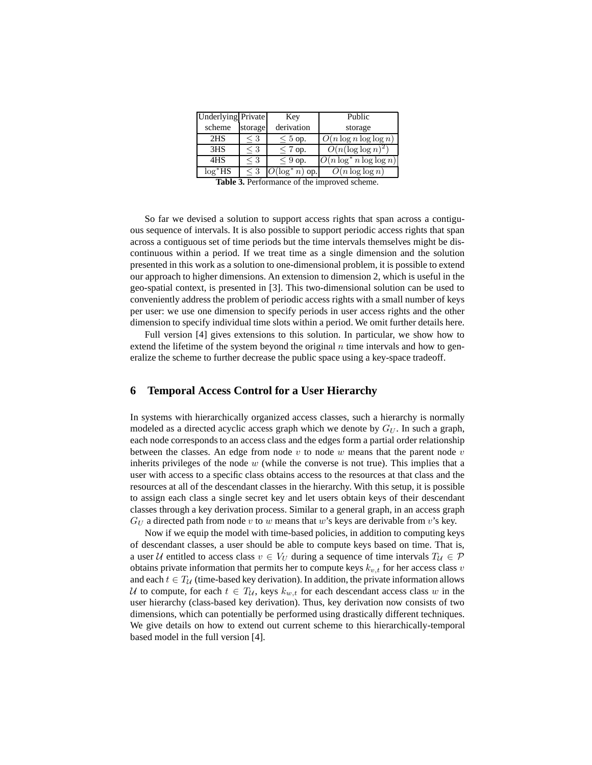| Underlying scheme | Private storage | Key derivation | Public storage |
|---|---|---|---|
| 2HS | $\leq 3$ | $\leq 5$ op. | $O(n \log n \log \log n)$ |
| 3HS | $\leq 3$ | $\leq 7$ op. | $O(n (\log \log n)^2)$ |
| 4HS | $\leq 3$ | $\leq 9$ op. | $O(n \log^* n \log \log n)$ |
| $\log^*$HS | $\leq 3$ | $O(\log^* n)$ op. | $O(n \log \log n)$ |

**Table 3.** Performance of the improved scheme.

So far we devised a solution to support access rights that span across a contiguous sequence of intervals. It is also possible to support periodic access rights that span across a contiguous set of time periods but the time intervals themselves might be discontinuous within a period. If we treat time as a single dimension and the solution presented in this work as a solution to one-dimensional problem, it is possible to extend our approach to higher dimensions. An extension to dimension 2, which is useful in the geo-spatial context, is presented in [3]. This two-dimensional solution can be used to conveniently address the problem of periodic access rights with a small number of keys per user: we use one dimension to specify periods in user access rights and the other dimension to specify individual time slots within a period. We omit further details here.

Full version [4] gives extensions to this solution. In particular, we show how to extend the lifetime of the system beyond the original $n$ time intervals and how to generalize the scheme to further decrease the public space using a key-space tradeoff.

## 6 Temporal Access Control for a User Hierarchy

In systems with hierarchically organized access classes, such a hierarchy is normally modeled as a directed acyclic access graph which we denote by $G_U$. In such a graph, each node corresponds to an access class and the edges form a partial order relationship between the classes. An edge from node $v$ to node $w$ means that the parent node $v$ inherits privileges of the node $w$ (while the converse is not true). This implies that a user with access to a specific class obtains access to the resources at that class and the resources at all of the descendant classes in the hierarchy. With this setup, it is possible to assign each class a single secret key and let users obtain keys of their descendant classes through a key derivation process. Similar to a general graph, in an access graph $G_U$ a directed path from node $v$ to $w$ means that $w$'s keys are derivable from $v$'s key.

Now if we equip the model with time-based policies, in addition to computing keys of descendant classes, a user should be able to compute keys based on time. That is, a user $\mathcal{U}$ entitled to access class $v \in V_U$ during a sequence of time intervals $T_{\mathcal{U}} \in \mathcal{P}$ obtains private information that permits her to compute keys $k_{v,t}$ for her access class $v$ and each $t \in T_{\mathcal{U}}$ (time-based key derivation). In addition, the private information allows $\mathcal{U}$ to compute, for each $t \in T_{\mathcal{U}}$, keys $k_{w,t}$ for each descendant access class $w$ in the user hierarchy (class-based key derivation). Thus, key derivation now consists of two dimensions, which can potentially be performed using drastically different techniques. We give details on how to extend out current scheme to this hierarchically-temporal based model in the full version [4].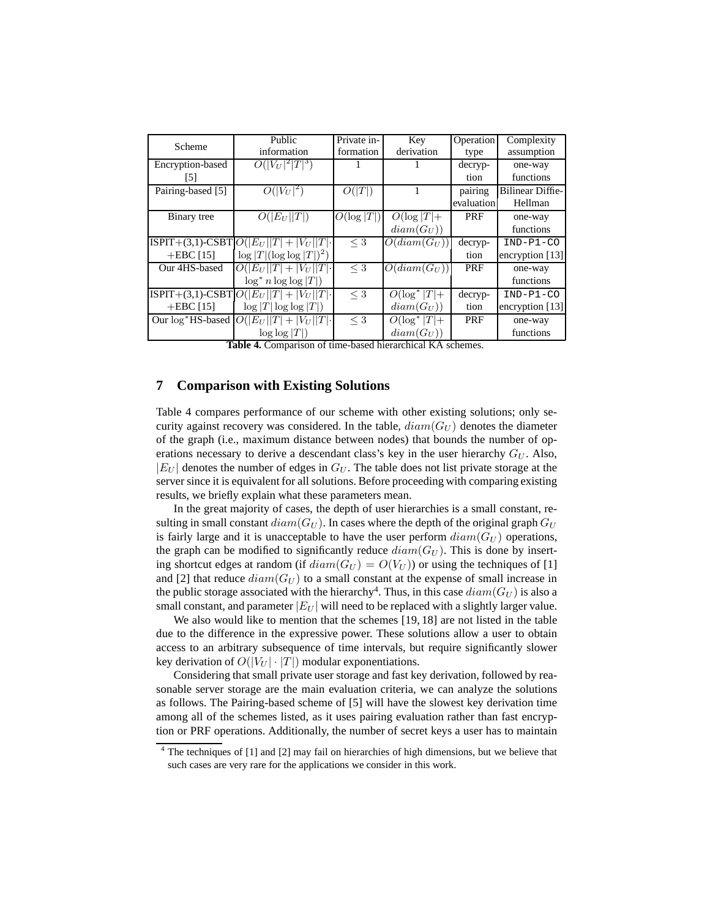| Scheme | Public information | Private information | Key derivation | Operation type | Complexity assumption |
|---|---|---|---|---|---|
| Encryption-based [5] | $O(\|V_U\|^2\|T\|^3)$ | 1 | 1 | decryption | one-way functions |
| Pairing-based [5] | $O(\|V_U\|^2)$ | $O(\|T\|)$ | 1 | pairing evaluation | Bilinear Diffie-Hellman |
| Binary tree | $O(\|E_U\|\|T\|)$ | $O(\log\|T\|)$ | $O(\log\|T\| + diam(G_U))$ | PRF | one-way functions |
| ISPIT+(3,1)-CSBT +EBC [15] | $O(\|E_U\|\|T\| + \|V_U\|\|T\| \cdot \log\|T\|(\log\log\|T\|)^2)$ | $\leq 3$ | $O(diam(G_U))$ | decryption | `IND-P1-CO` encryption [13] |
| Our 4HS-based | $O(\|E_U\|\|T\| + \|V_U\|\|T\| \cdot \log^* n \log\log\|T\|)$ | $\leq 3$ | $O(diam(G_U))$ | PRF | one-way functions |
| ISPIT+(3,1)-CSBT +EBC [15] | $O(\|E_U\|\|T\| + \|V_U\|\|T\| \cdot \log\|T\|\log\log\|T\|)$ | $\leq 3$ | $O(\log^*\|T\| + diam(G_U))$ | decryption | `IND-P1-CO` encryption [13] |
| Our $\log^*$HS-based | $O(\|E_U\|\|T\| + \|V_U\|\|T\| \cdot \log\log\|T\|)$ | $\leq 3$ | $O(\log^*\|T\| + diam(G_U))$ | PRF | one-way functions |

**Table 4.** Comparison of time-based hierarchical KA schemes.

## 7 Comparison with Existing Solutions

Table 4 compares performance of our scheme with other existing solutions; only security against recovery was considered. In the table, $diam(G_U)$ denotes the diameter of the graph (i.e., maximum distance between nodes) that bounds the number of operations necessary to derive a descendant class's key in the user hierarchy $G_U$. Also, $|E_U|$ denotes the number of edges in $G_U$. The table does not list private storage at the server since it is equivalent for all solutions. Before proceeding with comparing existing results, we briefly explain what these parameters mean.

In the great majority of cases, the depth of user hierarchies is a small constant, resulting in small constant $diam(G_U)$. In cases where the depth of the original graph $G_U$ is fairly large and it is unacceptable to have the user perform $diam(G_U)$ operations, the graph can be modified to significantly reduce $diam(G_U)$. This is done by inserting shortcut edges at random (if $diam(G_U) = O(V_U)$) or using the techniques of [1] and [2] that reduce $diam(G_U)$ to a small constant at the expense of small increase in the public storage associated with the hierarchy[4]. Thus, in this case $diam(G_U)$ is also a small constant, and parameter $|E_U|$ will need to be replaced with a slightly larger value.

We also would like to mention that the schemes [19, 18] are not listed in the table due to the difference in the expressive power. These solutions allow a user to obtain access to an arbitrary subsequence of time intervals, but require significantly slower key derivation of $O(|V_U| \cdot |T|)$ modular exponentiations.

Considering that small private user storage and fast key derivation, followed by reasonable server storage are the main evaluation criteria, we can analyze the solutions as follows. The Pairing-based scheme of [5] will have the slowest key derivation time among all of the schemes listed, as it uses pairing evaluation rather than fast encryption or PRF operations. Additionally, the number of secret keys a user has to maintain

[4] The techniques of [1] and [2] may fail on hierarchies of high dimensions, but we believe that such cases are very rare for the applications we consider in this work.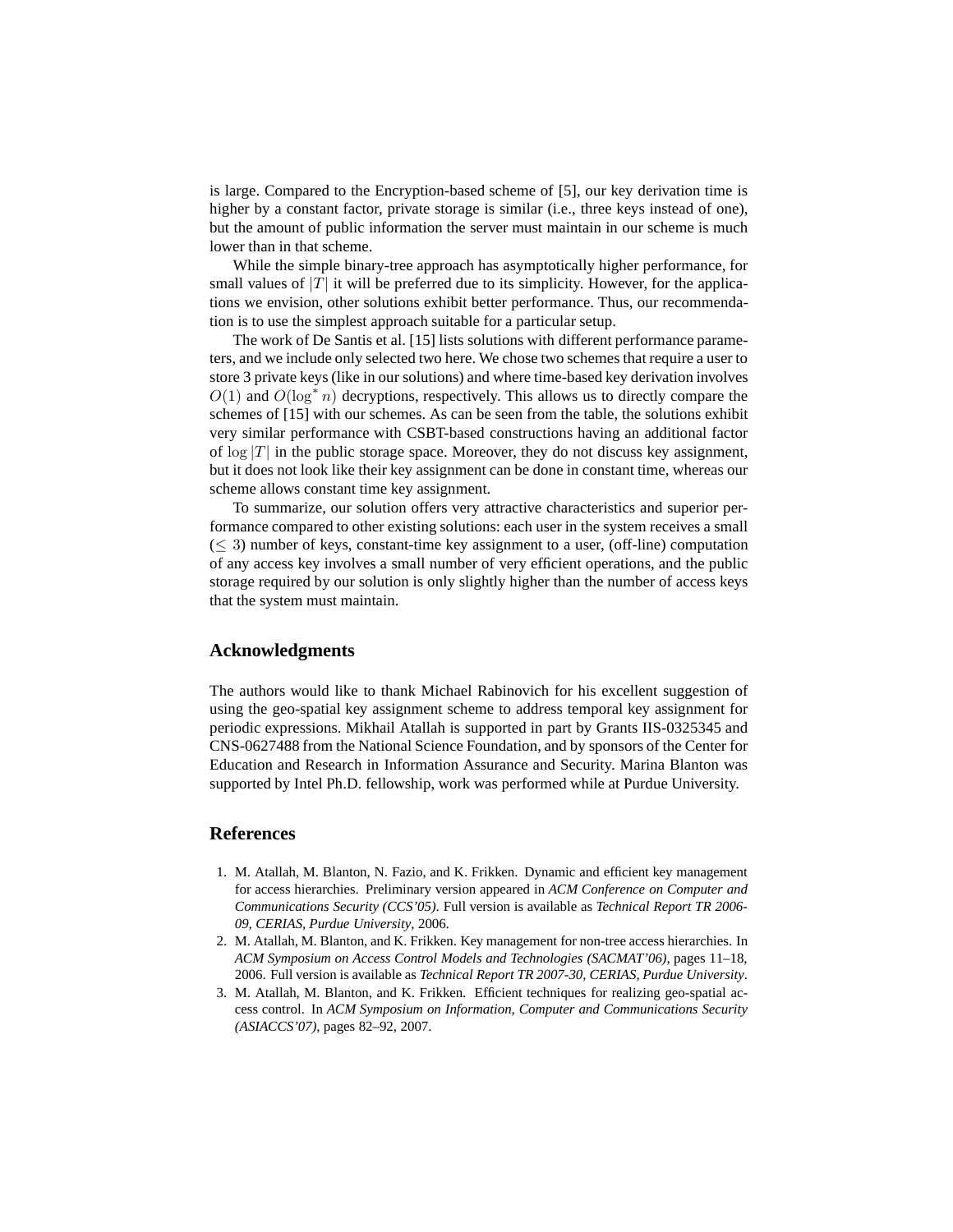is large. Compared to the Encryption-based scheme of [5], our key derivation time is higher by a constant factor, private storage is similar (i.e., three keys instead of one), but the amount of public information the server must maintain in our scheme is much lower than in that scheme.

While the simple binary-tree approach has asymptotically higher performance, for small values of $|T|$ it will be preferred due to its simplicity. However, for the applications we envision, other solutions exhibit better performance. Thus, our recommendation is to use the simplest approach suitable for a particular setup.

The work of De Santis et al. [15] lists solutions with different performance parameters, and we include only selected two here. We chose two schemes that require a user to store 3 private keys (like in our solutions) and where time-based key derivation involves $O(1)$ and $O(\log^* n)$ decryptions, respectively. This allows us to directly compare the schemes of [15] with our schemes. As can be seen from the table, the solutions exhibit very similar performance with CSBT-based constructions having an additional factor of $\log |T|$ in the public storage space. Moreover, they do not discuss key assignment, but it does not look like their key assignment can be done in constant time, whereas our scheme allows constant time key assignment.

To summarize, our solution offers very attractive characteristics and superior performance compared to other existing solutions: each user in the system receives a small ($\leq 3$) number of keys, constant-time key assignment to a user, (off-line) computation of any access key involves a small number of very efficient operations, and the public storage required by our solution is only slightly higher than the number of access keys that the system must maintain.

## Acknowledgments

The authors would like to thank Michael Rabinovich for his excellent suggestion of using the geo-spatial key assignment scheme to address temporal key assignment for periodic expressions. Mikhail Atallah is supported in part by Grants IIS-0325345 and CNS-0627488 from the National Science Foundation, and by sponsors of the Center for Education and Research in Information Assurance and Security. Marina Blanton was supported by Intel Ph.D. fellowship, work was performed while at Purdue University.

## References

1. M. Atallah, M. Blanton, N. Fazio, and K. Frikken. Dynamic and efficient key management for access hierarchies. Preliminary version appeared in *ACM Conference on Computer and Communications Security (CCS'05)*. Full version is available as *Technical Report TR 2006-09, CERIAS, Purdue University*, 2006.
2. M. Atallah, M. Blanton, and K. Frikken. Key management for non-tree access hierarchies. In *ACM Symposium on Access Control Models and Technologies (SACMAT'06)*, pages 11–18, 2006. Full version is available as *Technical Report TR 2007-30, CERIAS, Purdue University*.
3. M. Atallah, M. Blanton, and K. Frikken. Efficient techniques for realizing geo-spatial access control. In *ACM Symposium on Information, Computer and Communications Security (ASIACCS'07)*, pages 82–92, 2007.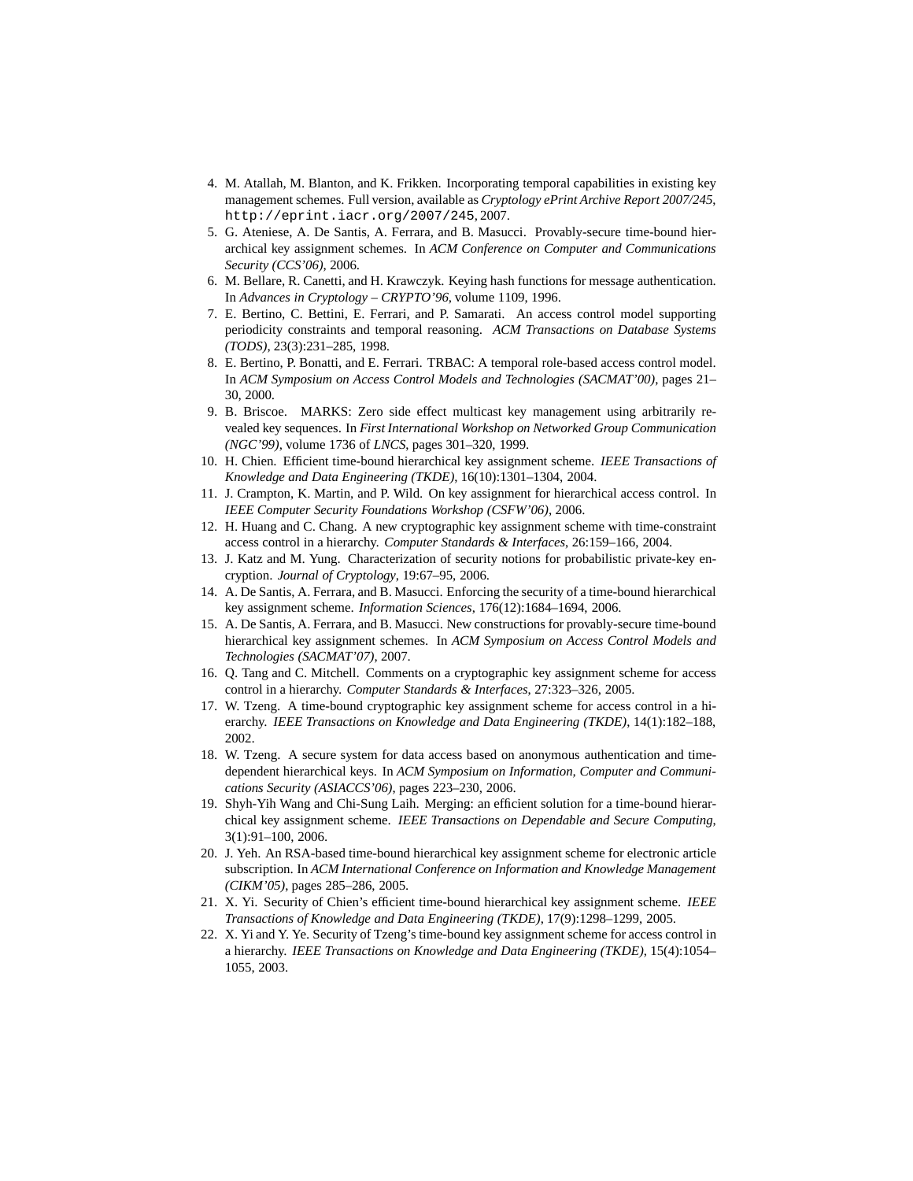4. M. Atallah, M. Blanton, and K. Frikken. Incorporating temporal capabilities in existing key management schemes. Full version, available as *Cryptology ePrint Archive Report 2007/245*, `http://eprint.iacr.org/2007/245`, 2007.
5. G. Ateniese, A. De Santis, A. Ferrara, and B. Masucci. Provably-secure time-bound hierarchical key assignment schemes. In *ACM Conference on Computer and Communications Security (CCS'06)*, 2006.
6. M. Bellare, R. Canetti, and H. Krawczyk. Keying hash functions for message authentication. In *Advances in Cryptology – CRYPTO'96*, volume 1109, 1996.
7. E. Bertino, C. Bettini, E. Ferrari, and P. Samarati. An access control model supporting periodicity constraints and temporal reasoning. *ACM Transactions on Database Systems (TODS)*, 23(3):231–285, 1998.
8. E. Bertino, P. Bonatti, and E. Ferrari. TRBAC: A temporal role-based access control model. In *ACM Symposium on Access Control Models and Technologies (SACMAT'00)*, pages 21–30, 2000.
9. B. Briscoe. MARKS: Zero side effect multicast key management using arbitrarily revealed key sequences. In *First International Workshop on Networked Group Communication (NGC'99)*, volume 1736 of *LNCS*, pages 301–320, 1999.
10. H. Chien. Efficient time-bound hierarchical key assignment scheme. *IEEE Transactions of Knowledge and Data Engineering (TKDE)*, 16(10):1301–1304, 2004.
11. J. Crampton, K. Martin, and P. Wild. On key assignment for hierarchical access control. In *IEEE Computer Security Foundations Workshop (CSFW'06)*, 2006.
12. H. Huang and C. Chang. A new cryptographic key assignment scheme with time-constraint access control in a hierarchy. *Computer Standards & Interfaces*, 26:159–166, 2004.
13. J. Katz and M. Yung. Characterization of security notions for probabilistic private-key encryption. *Journal of Cryptology*, 19:67–95, 2006.
14. A. De Santis, A. Ferrara, and B. Masucci. Enforcing the security of a time-bound hierarchical key assignment scheme. *Information Sciences*, 176(12):1684–1694, 2006.
15. A. De Santis, A. Ferrara, and B. Masucci. New constructions for provably-secure time-bound hierarchical key assignment schemes. In *ACM Symposium on Access Control Models and Technologies (SACMAT'07)*, 2007.
16. Q. Tang and C. Mitchell. Comments on a cryptographic key assignment scheme for access control in a hierarchy. *Computer Standards & Interfaces*, 27:323–326, 2005.
17. W. Tzeng. A time-bound cryptographic key assignment scheme for access control in a hierarchy. *IEEE Transactions on Knowledge and Data Engineering (TKDE)*, 14(1):182–188, 2002.
18. W. Tzeng. A secure system for data access based on anonymous authentication and time-dependent hierarchical keys. In *ACM Symposium on Information, Computer and Communications Security (ASIACCS'06)*, pages 223–230, 2006.
19. Shyh-Yih Wang and Chi-Sung Laih. Merging: an efficient solution for a time-bound hierarchical key assignment scheme. *IEEE Transactions on Dependable and Secure Computing*, 3(1):91–100, 2006.
20. J. Yeh. An RSA-based time-bound hierarchical key assignment scheme for electronic article subscription. In *ACM International Conference on Information and Knowledge Management (CIKM'05)*, pages 285–286, 2005.
21. X. Yi. Security of Chien's efficient time-bound hierarchical key assignment scheme. *IEEE Transactions of Knowledge and Data Engineering (TKDE)*, 17(9):1298–1299, 2005.
22. X. Yi and Y. Ye. Security of Tzeng's time-bound key assignment scheme for access control in a hierarchy. *IEEE Transactions on Knowledge and Data Engineering (TKDE)*, 15(4):1054–1055, 2003.